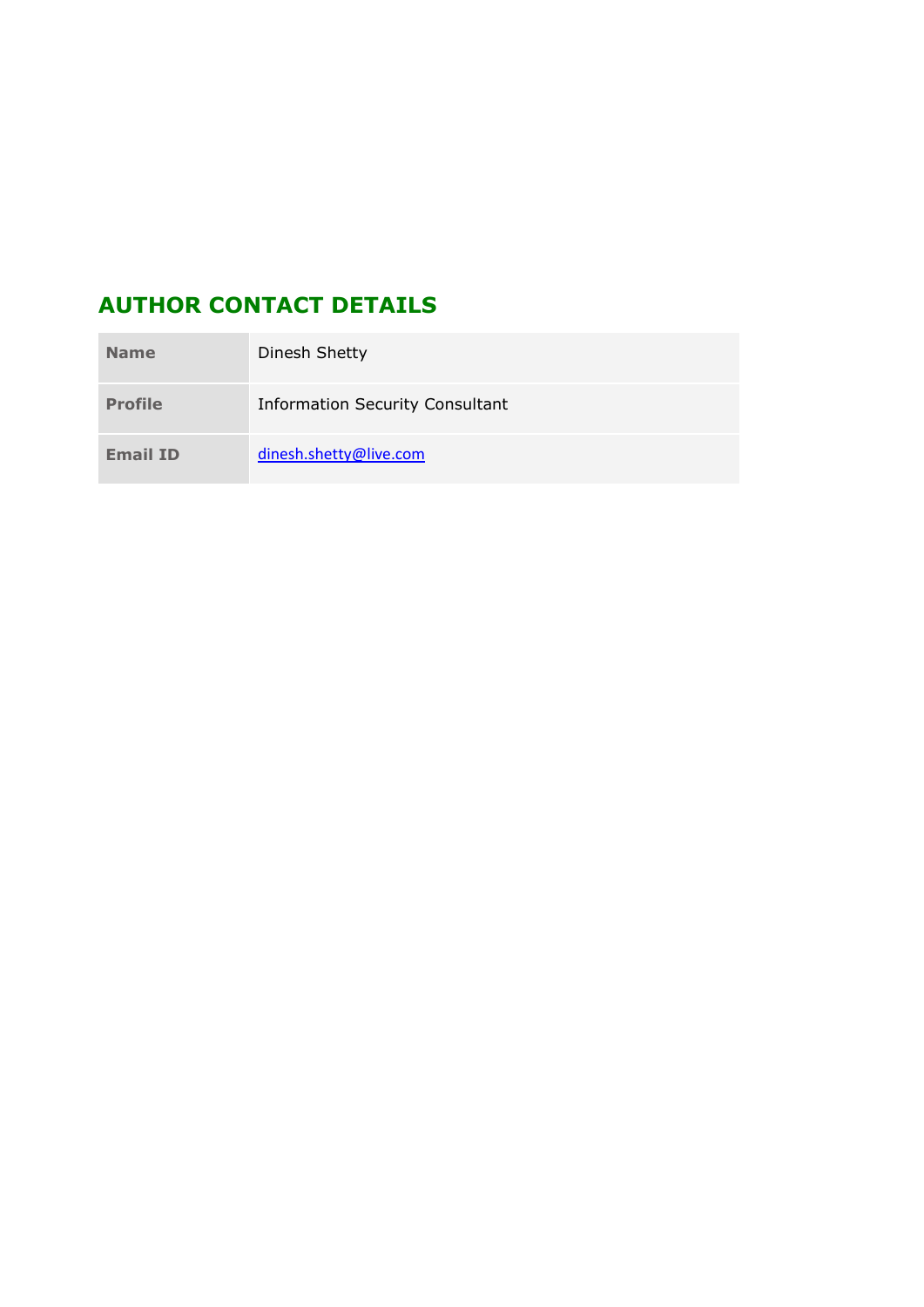## AUTHOR CONTACT DETAILS

| | |
|---|---|
| **Name** | Dinesh Shetty |
| **Profile** | Information Security Consultant |
| **Email ID** | dinesh.shetty@live.com |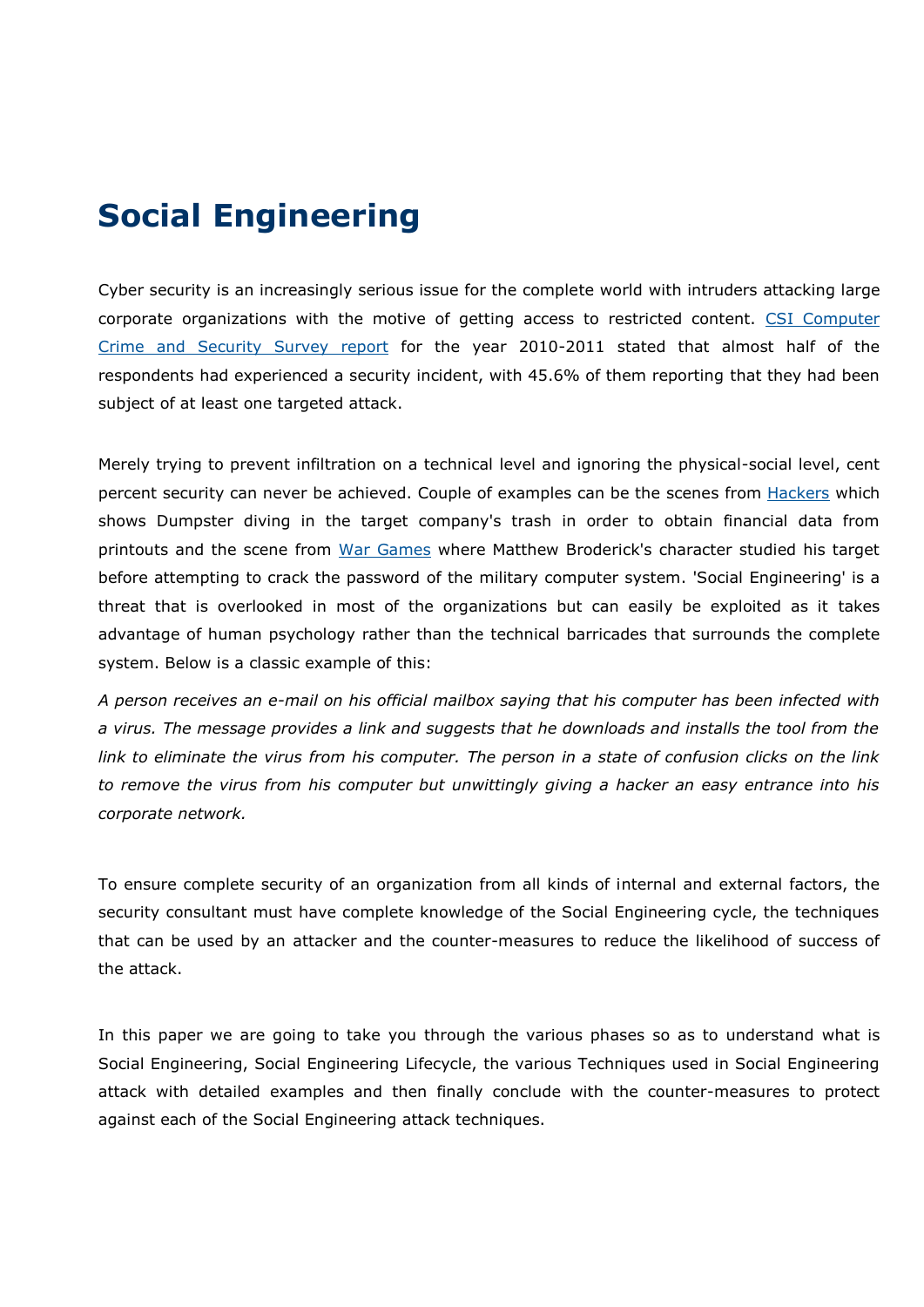# Social Engineering

Cyber security is an increasingly serious issue for the complete world with intruders attacking large corporate organizations with the motive of getting access to restricted content. [CSI Computer Crime and Security Survey report]() for the year 2010-2011 stated that almost half of the respondents had experienced a security incident, with 45.6% of them reporting that they had been subject of at least one targeted attack.

Merely trying to prevent infiltration on a technical level and ignoring the physical-social level, cent percent security can never be achieved. Couple of examples can be the scenes from [Hackers]() which shows Dumpster diving in the target company's trash in order to obtain financial data from printouts and the scene from [War Games]() where Matthew Broderick's character studied his target before attempting to crack the password of the military computer system. 'Social Engineering' is a threat that is overlooked in most of the organizations but can easily be exploited as it takes advantage of human psychology rather than the technical barricades that surrounds the complete system. Below is a classic example of this:

*A person receives an e-mail on his official mailbox saying that his computer has been infected with a virus. The message provides a link and suggests that he downloads and installs the tool from the link to eliminate the virus from his computer. The person in a state of confusion clicks on the link to remove the virus from his computer but unwittingly giving a hacker an easy entrance into his corporate network.*

To ensure complete security of an organization from all kinds of internal and external factors, the security consultant must have complete knowledge of the Social Engineering cycle, the techniques that can be used by an attacker and the counter-measures to reduce the likelihood of success of the attack.

In this paper we are going to take you through the various phases so as to understand what is Social Engineering, Social Engineering Lifecycle, the various Techniques used in Social Engineering attack with detailed examples and then finally conclude with the counter-measures to protect against each of the Social Engineering attack techniques.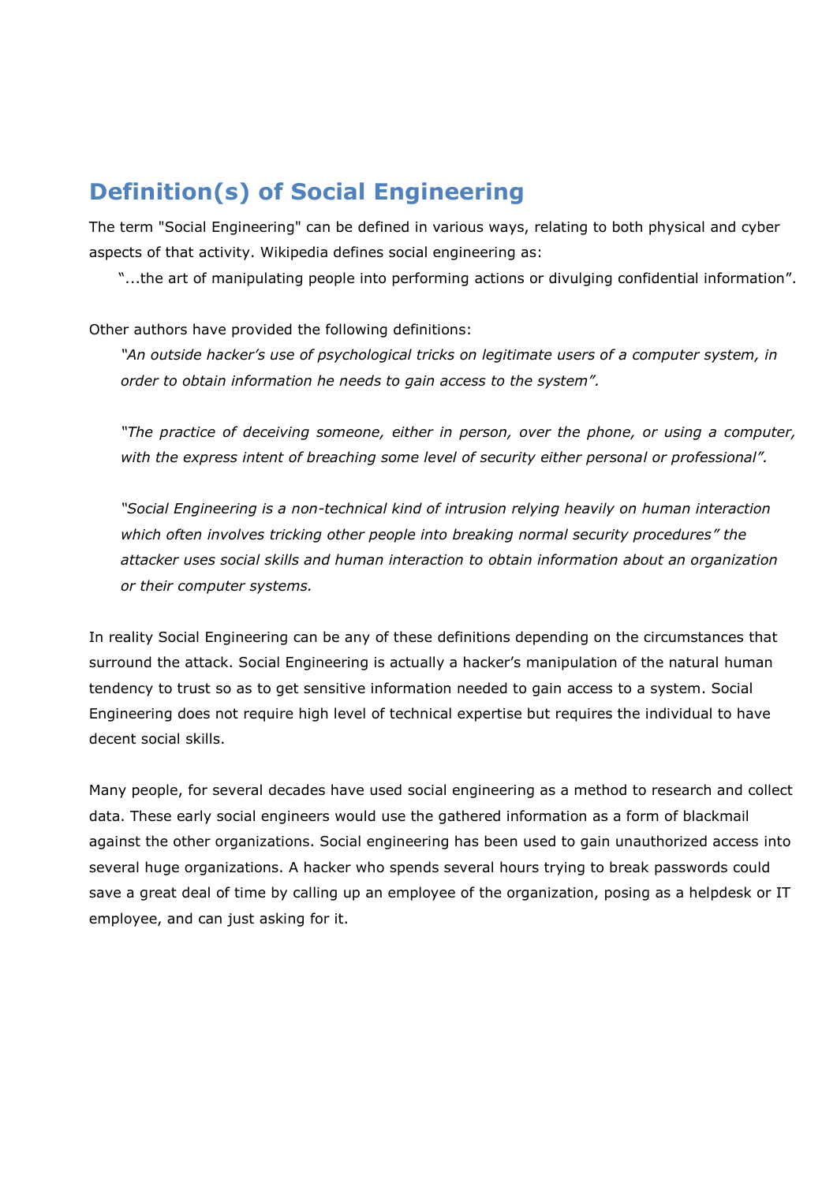## Definition(s) of Social Engineering

The term "Social Engineering" can be defined in various ways, relating to both physical and cyber aspects of that activity. Wikipedia defines social engineering as:

> "...the art of manipulating people into performing actions or divulging confidential information".

Other authors have provided the following definitions:

> *"An outside hacker's use of psychological tricks on legitimate users of a computer system, in order to obtain information he needs to gain access to the system".*
>
> *"The practice of deceiving someone, either in person, over the phone, or using a computer, with the express intent of breaching some level of security either personal or professional".*
>
> *"Social Engineering is a non-technical kind of intrusion relying heavily on human interaction which often involves tricking other people into breaking normal security procedures" the attacker uses social skills and human interaction to obtain information about an organization or their computer systems.*

In reality Social Engineering can be any of these definitions depending on the circumstances that surround the attack. Social Engineering is actually a hacker's manipulation of the natural human tendency to trust so as to get sensitive information needed to gain access to a system. Social Engineering does not require high level of technical expertise but requires the individual to have decent social skills.

Many people, for several decades have used social engineering as a method to research and collect data. These early social engineers would use the gathered information as a form of blackmail against the other organizations. Social engineering has been used to gain unauthorized access into several huge organizations. A hacker who spends several hours trying to break passwords could save a great deal of time by calling up an employee of the organization, posing as a helpdesk or IT employee, and can just asking for it.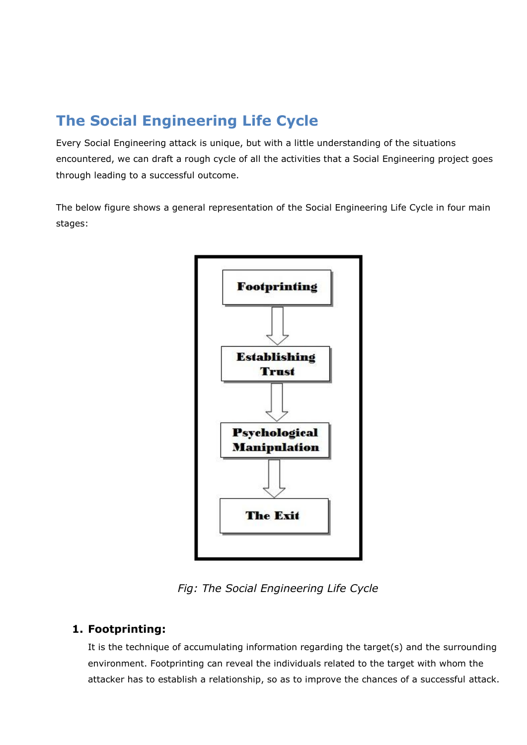## The Social Engineering Life Cycle

Every Social Engineering attack is unique, but with a little understanding of the situations encountered, we can draft a rough cycle of all the activities that a Social Engineering project goes through leading to a successful outcome.

The below figure shows a general representation of the Social Engineering Life Cycle in four main stages:

Footprinting → Establishing Trust → Psychological Manipulation → The Exit

*Fig: The Social Engineering Life Cycle*

### 1. Footprinting:

It is the technique of accumulating information regarding the target(s) and the surrounding environment. Footprinting can reveal the individuals related to the target with whom the attacker has to establish a relationship, so as to improve the chances of a successful attack.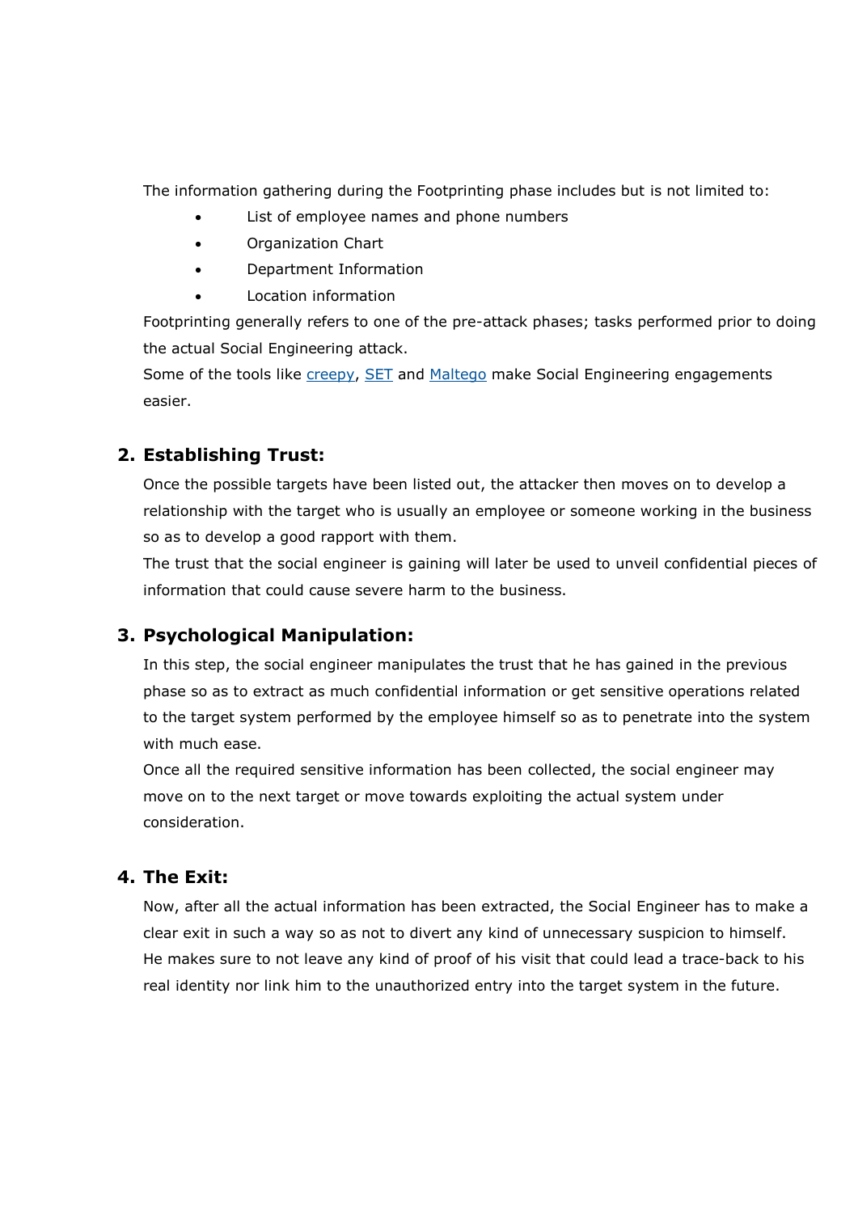The information gathering during the Footprinting phase includes but is not limited to:

- List of employee names and phone numbers
- Organization Chart
- Department Information
- Location information

Footprinting generally refers to one of the pre-attack phases; tasks performed prior to doing the actual Social Engineering attack.

Some of the tools like creepy, SET and Maltego make Social Engineering engagements easier.

## 2. Establishing Trust:

Once the possible targets have been listed out, the attacker then moves on to develop a relationship with the target who is usually an employee or someone working in the business so as to develop a good rapport with them.

The trust that the social engineer is gaining will later be used to unveil confidential pieces of information that could cause severe harm to the business.

## 3. Psychological Manipulation:

In this step, the social engineer manipulates the trust that he has gained in the previous phase so as to extract as much confidential information or get sensitive operations related to the target system performed by the employee himself so as to penetrate into the system with much ease.

Once all the required sensitive information has been collected, the social engineer may move on to the next target or move towards exploiting the actual system under consideration.

## 4. The Exit:

Now, after all the actual information has been extracted, the Social Engineer has to make a clear exit in such a way so as not to divert any kind of unnecessary suspicion to himself.

He makes sure to not leave any kind of proof of his visit that could lead a trace-back to his real identity nor link him to the unauthorized entry into the target system in the future.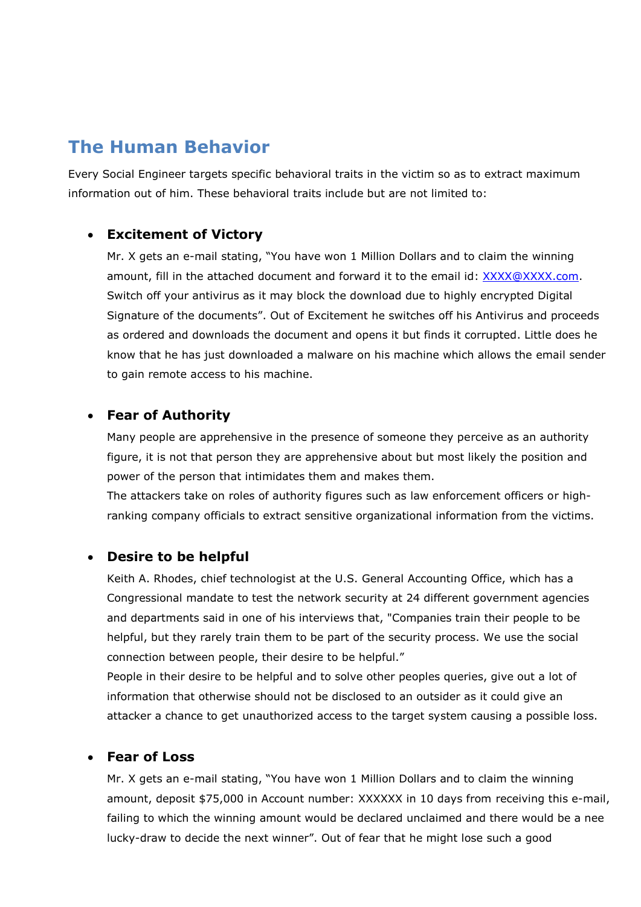## The Human Behavior

Every Social Engineer targets specific behavioral traits in the victim so as to extract maximum information out of him. These behavioral traits include but are not limited to:

- **Excitement of Victory**

  Mr. X gets an e-mail stating, "You have won 1 Million Dollars and to claim the winning amount, fill in the attached document and forward it to the email id: XXXX@XXXX.com. Switch off your antivirus as it may block the download due to highly encrypted Digital Signature of the documents". Out of Excitement he switches off his Antivirus and proceeds as ordered and downloads the document and opens it but finds it corrupted. Little does he know that he has just downloaded a malware on his machine which allows the email sender to gain remote access to his machine.

- **Fear of Authority**

  Many people are apprehensive in the presence of someone they perceive as an authority figure, it is not that person they are apprehensive about but most likely the position and power of the person that intimidates them and makes them.

  The attackers take on roles of authority figures such as law enforcement officers or high-ranking company officials to extract sensitive organizational information from the victims.

- **Desire to be helpful**

  Keith A. Rhodes, chief technologist at the U.S. General Accounting Office, which has a Congressional mandate to test the network security at 24 different government agencies and departments said in one of his interviews that, "Companies train their people to be helpful, but they rarely train them to be part of the security process. We use the social connection between people, their desire to be helpful."

  People in their desire to be helpful and to solve other peoples queries, give out a lot of information that otherwise should not be disclosed to an outsider as it could give an attacker a chance to get unauthorized access to the target system causing a possible loss.

- **Fear of Loss**

  Mr. X gets an e-mail stating, "You have won 1 Million Dollars and to claim the winning amount, deposit $75,000 in Account number: XXXXXX in 10 days from receiving this e-mail, failing to which the winning amount would be declared unclaimed and there would be a nee lucky-draw to decide the next winner". Out of fear that he might lose such a good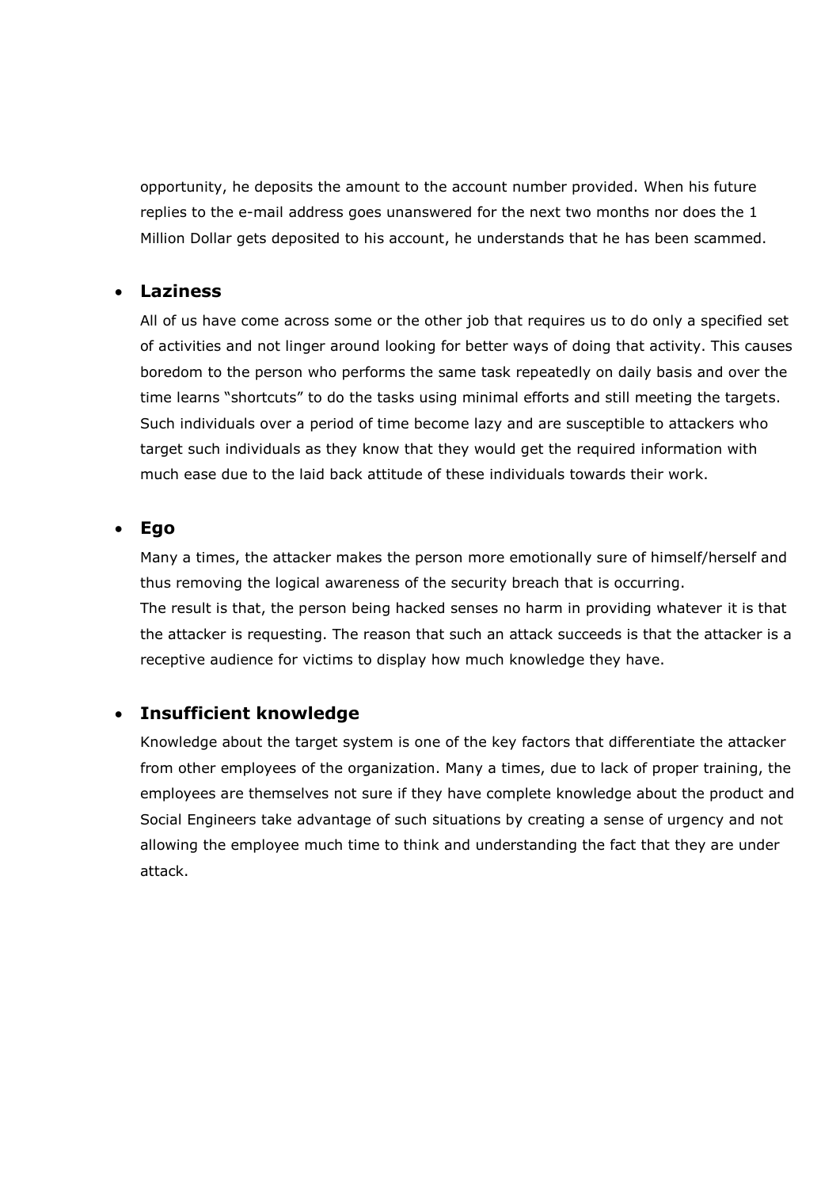opportunity, he deposits the amount to the account number provided. When his future replies to the e-mail address goes unanswered for the next two months nor does the 1 Million Dollar gets deposited to his account, he understands that he has been scammed.

- **Laziness**

  All of us have come across some or the other job that requires us to do only a specified set of activities and not linger around looking for better ways of doing that activity. This causes boredom to the person who performs the same task repeatedly on daily basis and over the time learns "shortcuts" to do the tasks using minimal efforts and still meeting the targets. Such individuals over a period of time become lazy and are susceptible to attackers who target such individuals as they know that they would get the required information with much ease due to the laid back attitude of these individuals towards their work.

- **Ego**

  Many a times, the attacker makes the person more emotionally sure of himself/herself and thus removing the logical awareness of the security breach that is occurring.
  The result is that, the person being hacked senses no harm in providing whatever it is that the attacker is requesting. The reason that such an attack succeeds is that the attacker is a receptive audience for victims to display how much knowledge they have.

- **Insufficient knowledge**

  Knowledge about the target system is one of the key factors that differentiate the attacker from other employees of the organization. Many a times, due to lack of proper training, the employees are themselves not sure if they have complete knowledge about the product and Social Engineers take advantage of such situations by creating a sense of urgency and not allowing the employee much time to think and understanding the fact that they are under attack.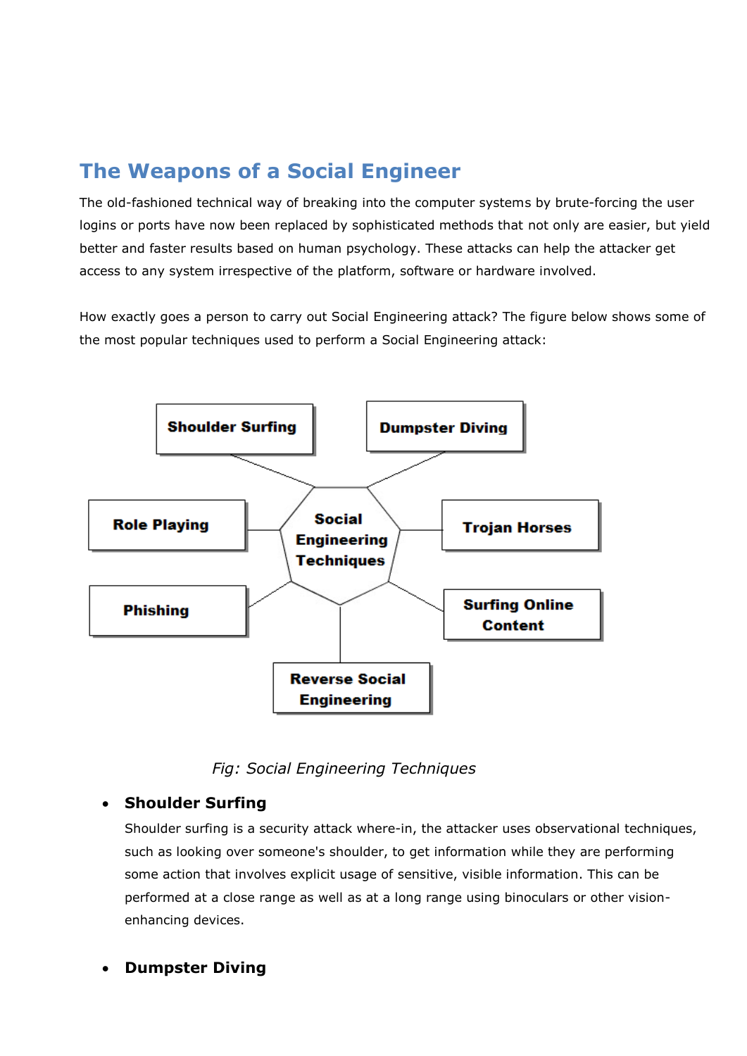## The Weapons of a Social Engineer

The old-fashioned technical way of breaking into the computer systems by brute-forcing the user logins or ports have now been replaced by sophisticated methods that not only are easier, but yield better and faster results based on human psychology. These attacks can help the attacker get access to any system irrespective of the platform, software or hardware involved.

How exactly goes a person to carry out Social Engineering attack? The figure below shows some of the most popular techniques used to perform a Social Engineering attack:

*Fig: Social Engineering Techniques*

- **Shoulder Surfing**
  Shoulder surfing is a security attack where-in, the attacker uses observational techniques, such as looking over someone's shoulder, to get information while they are performing some action that involves explicit usage of sensitive, visible information. This can be performed at a close range as well as at a long range using binoculars or other vision-enhancing devices.

- **Dumpster Diving**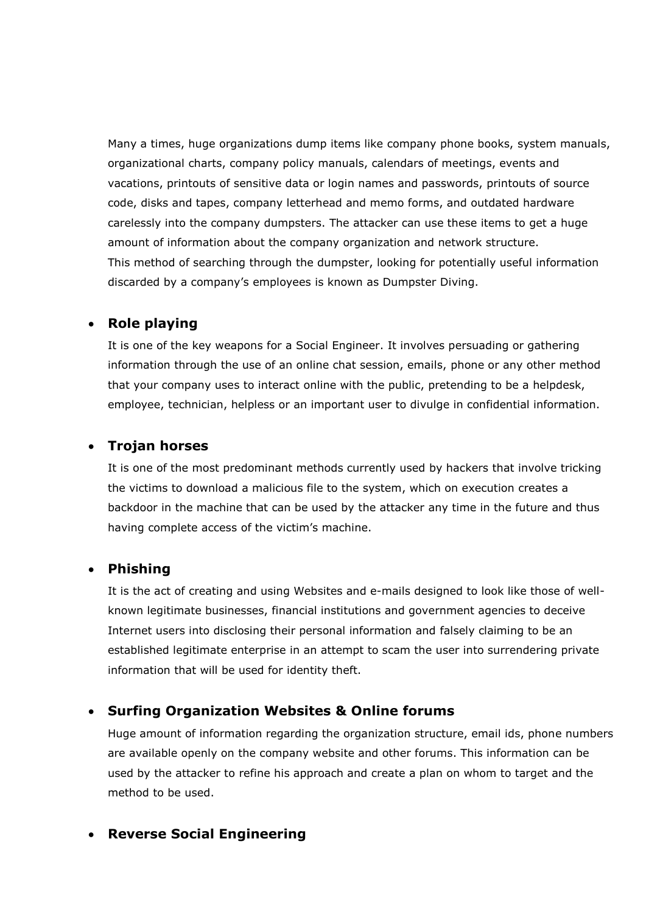Many a times, huge organizations dump items like company phone books, system manuals, organizational charts, company policy manuals, calendars of meetings, events and vacations, printouts of sensitive data or login names and passwords, printouts of source code, disks and tapes, company letterhead and memo forms, and outdated hardware carelessly into the company dumpsters. The attacker can use these items to get a huge amount of information about the company organization and network structure.
This method of searching through the dumpster, looking for potentially useful information discarded by a company's employees is known as Dumpster Diving.

- **Role playing**

  It is one of the key weapons for a Social Engineer. It involves persuading or gathering information through the use of an online chat session, emails, phone or any other method that your company uses to interact online with the public, pretending to be a helpdesk, employee, technician, helpless or an important user to divulge in confidential information.

- **Trojan horses**

  It is one of the most predominant methods currently used by hackers that involve tricking the victims to download a malicious file to the system, which on execution creates a backdoor in the machine that can be used by the attacker any time in the future and thus having complete access of the victim's machine.

- **Phishing**

  It is the act of creating and using Websites and e-mails designed to look like those of well-known legitimate businesses, financial institutions and government agencies to deceive Internet users into disclosing their personal information and falsely claiming to be an established legitimate enterprise in an attempt to scam the user into surrendering private information that will be used for identity theft.

- **Surfing Organization Websites & Online forums**

  Huge amount of information regarding the organization structure, email ids, phone numbers are available openly on the company website and other forums. This information can be used by the attacker to refine his approach and create a plan on whom to target and the method to be used.

- **Reverse Social Engineering**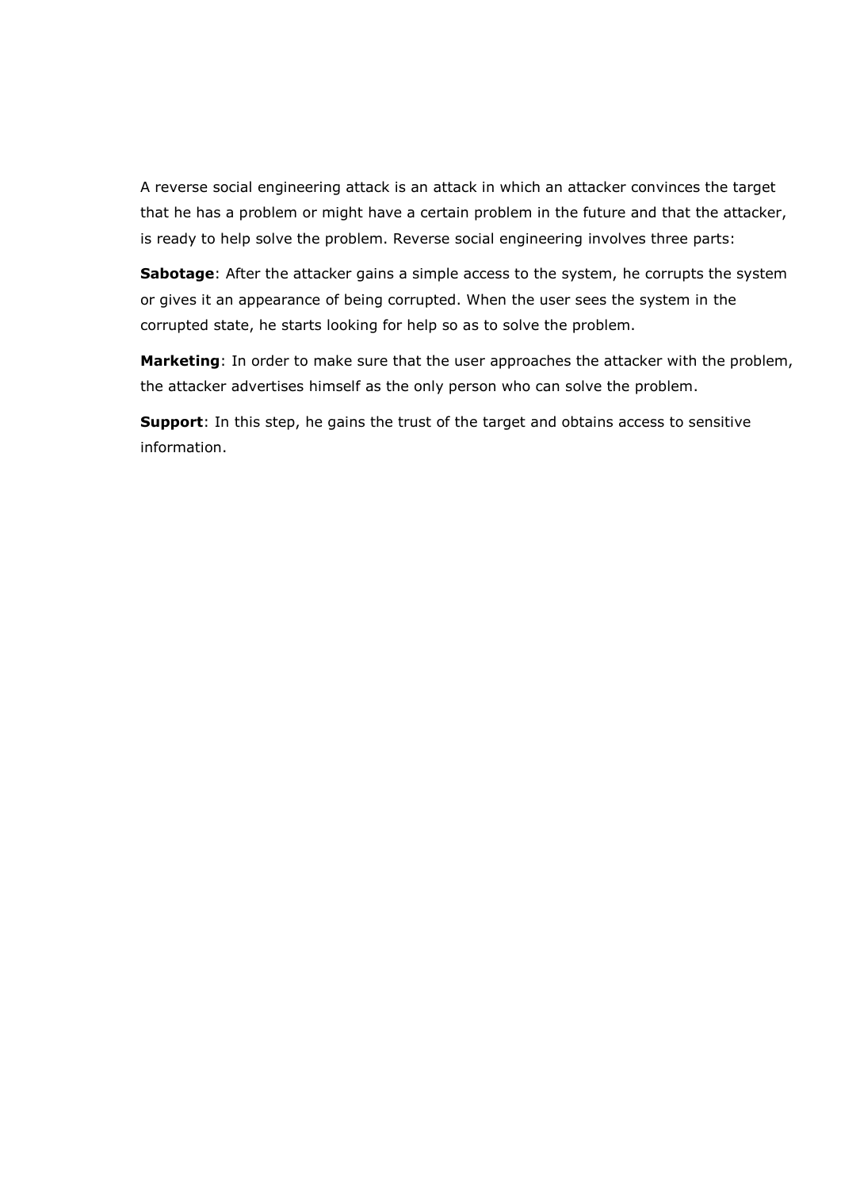A reverse social engineering attack is an attack in which an attacker convinces the target that he has a problem or might have a certain problem in the future and that the attacker, is ready to help solve the problem. Reverse social engineering involves three parts:

**Sabotage**: After the attacker gains a simple access to the system, he corrupts the system or gives it an appearance of being corrupted. When the user sees the system in the corrupted state, he starts looking for help so as to solve the problem.

**Marketing**: In order to make sure that the user approaches the attacker with the problem, the attacker advertises himself as the only person who can solve the problem.

**Support**: In this step, he gains the trust of the target and obtains access to sensitive information.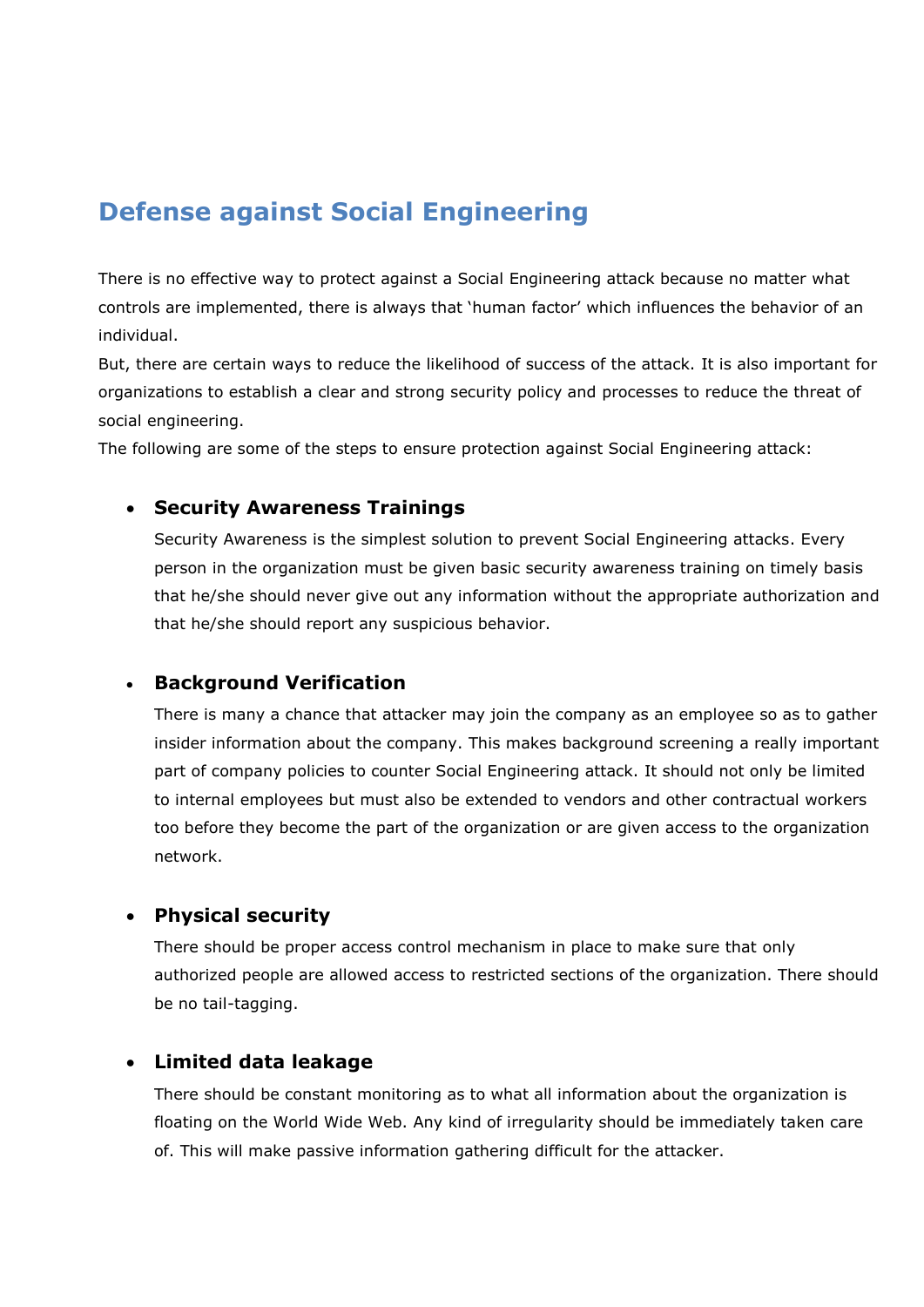## Defense against Social Engineering

There is no effective way to protect against a Social Engineering attack because no matter what controls are implemented, there is always that 'human factor' which influences the behavior of an individual.
But, there are certain ways to reduce the likelihood of success of the attack. It is also important for organizations to establish a clear and strong security policy and processes to reduce the threat of social engineering.
The following are some of the steps to ensure protection against Social Engineering attack:

- **Security Awareness Trainings**
  Security Awareness is the simplest solution to prevent Social Engineering attacks. Every person in the organization must be given basic security awareness training on timely basis that he/she should never give out any information without the appropriate authorization and that he/she should report any suspicious behavior.

- **Background Verification**
  There is many a chance that attacker may join the company as an employee so as to gather insider information about the company. This makes background screening a really important part of company policies to counter Social Engineering attack. It should not only be limited to internal employees but must also be extended to vendors and other contractual workers too before they become the part of the organization or are given access to the organization network.

- **Physical security**
  There should be proper access control mechanism in place to make sure that only authorized people are allowed access to restricted sections of the organization. There should be no tail-tagging.

- **Limited data leakage**
  There should be constant monitoring as to what all information about the organization is floating on the World Wide Web. Any kind of irregularity should be immediately taken care of. This will make passive information gathering difficult for the attacker.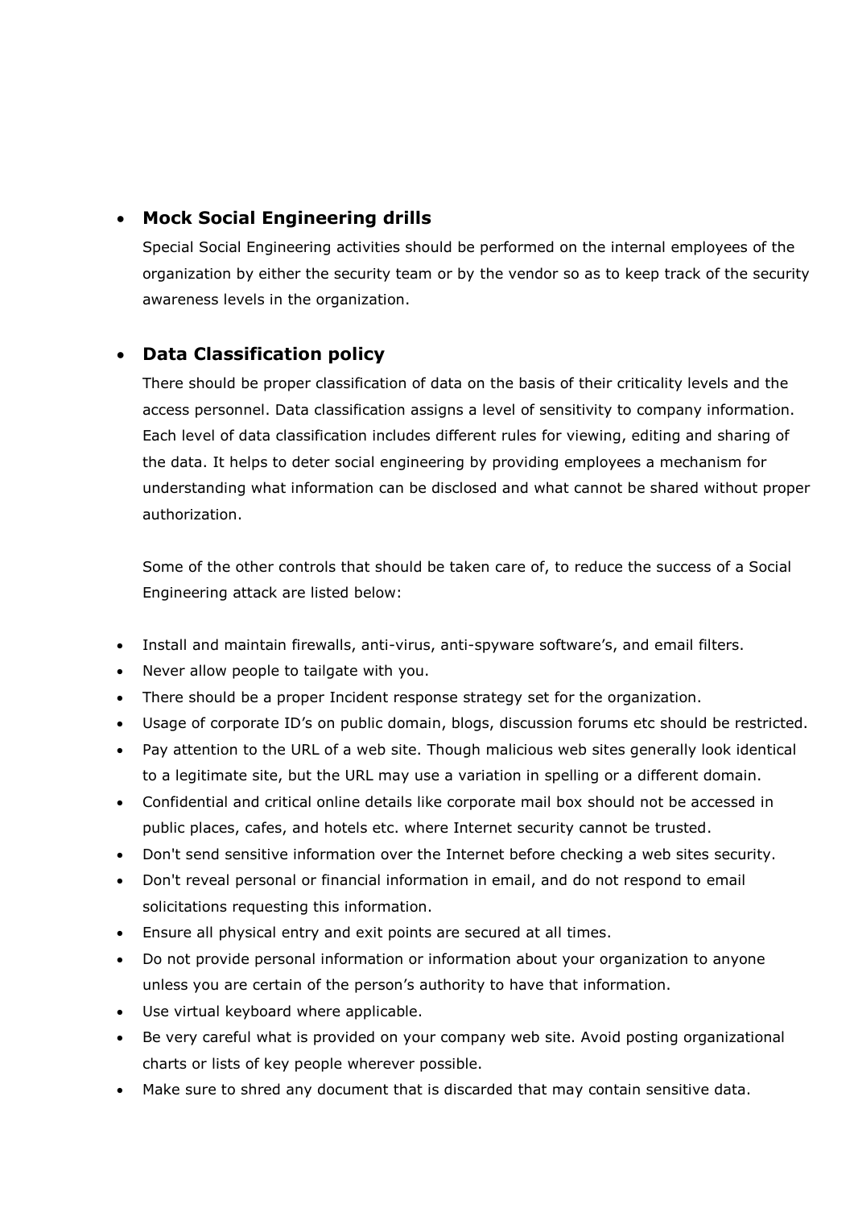- **Mock Social Engineering drills**

  Special Social Engineering activities should be performed on the internal employees of the organization by either the security team or by the vendor so as to keep track of the security awareness levels in the organization.

- **Data Classification policy**

  There should be proper classification of data on the basis of their criticality levels and the access personnel. Data classification assigns a level of sensitivity to company information. Each level of data classification includes different rules for viewing, editing and sharing of the data. It helps to deter social engineering by providing employees a mechanism for understanding what information can be disclosed and what cannot be shared without proper authorization.

  Some of the other controls that should be taken care of, to reduce the success of a Social Engineering attack are listed below:

- Install and maintain firewalls, anti-virus, anti-spyware software's, and email filters.
- Never allow people to tailgate with you.
- There should be a proper Incident response strategy set for the organization.
- Usage of corporate ID's on public domain, blogs, discussion forums etc should be restricted.
- Pay attention to the URL of a web site. Though malicious web sites generally look identical to a legitimate site, but the URL may use a variation in spelling or a different domain.
- Confidential and critical online details like corporate mail box should not be accessed in public places, cafes, and hotels etc. where Internet security cannot be trusted.
- Don't send sensitive information over the Internet before checking a web sites security.
- Don't reveal personal or financial information in email, and do not respond to email solicitations requesting this information.
- Ensure all physical entry and exit points are secured at all times.
- Do not provide personal information or information about your organization to anyone unless you are certain of the person's authority to have that information.
- Use virtual keyboard where applicable.
- Be very careful what is provided on your company web site. Avoid posting organizational charts or lists of key people wherever possible.
- Make sure to shred any document that is discarded that may contain sensitive data.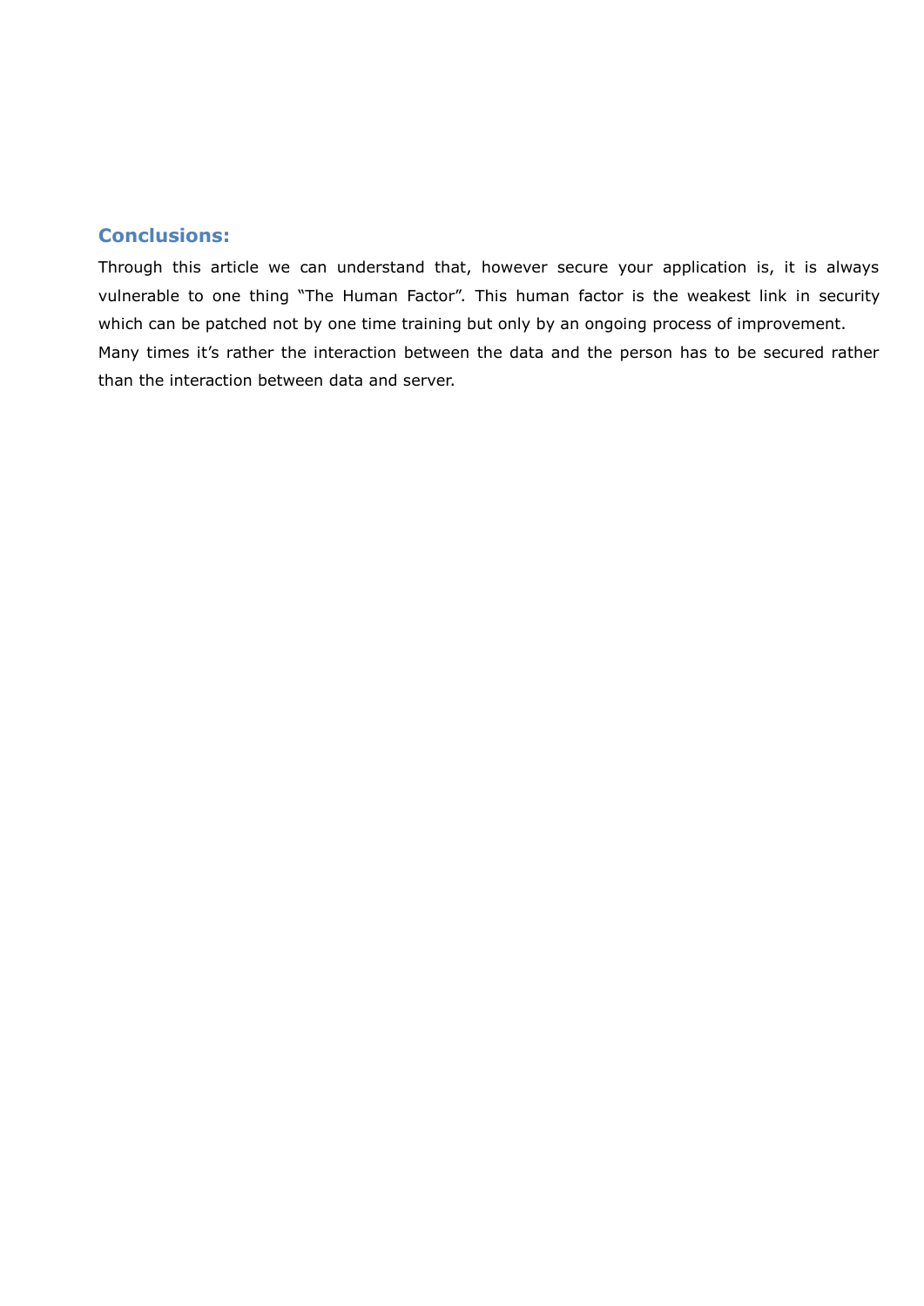## Conclusions:

Through this article we can understand that, however secure your application is, it is always vulnerable to one thing "The Human Factor". This human factor is the weakest link in security which can be patched not by one time training but only by an ongoing process of improvement.

Many times it's rather the interaction between the data and the person has to be secured rather than the interaction between data and server.